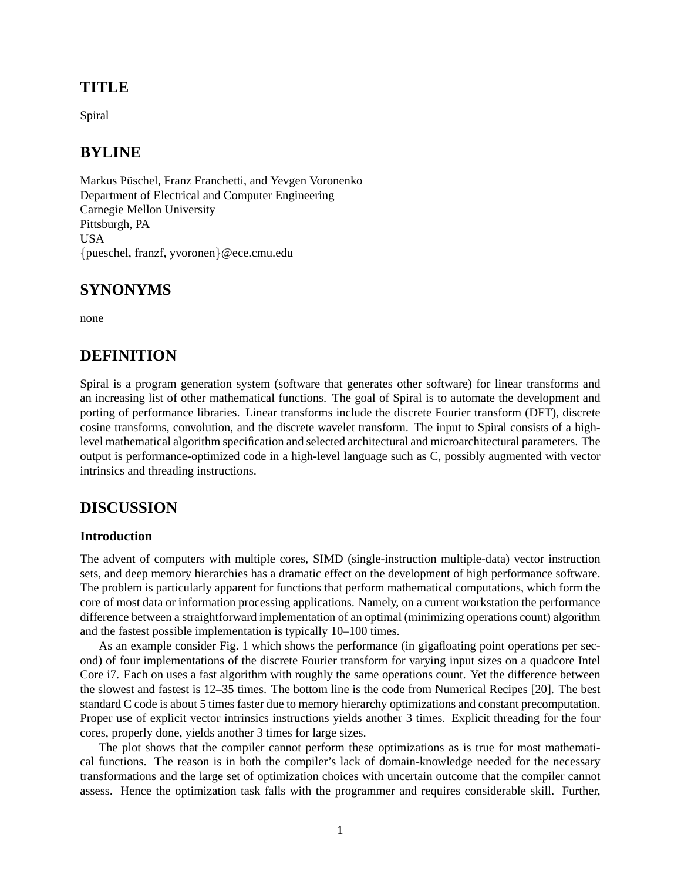## TITLE

Spiral

## BYLINE

Markus Püschel, Franz Franchetti, and Yevgen Voronenko
Department of Electrical and Computer Engineering
Carnegie Mellon University
Pittsburgh, PA
USA
{pueschel, franzf, yvoronen}@ece.cmu.edu

## SYNONYMS

none

## DEFINITION

Spiral is a program generation system (software that generates other software) for linear transforms and an increasing list of other mathematical functions. The goal of Spiral is to automate the development and porting of performance libraries. Linear transforms include the discrete Fourier transform (DFT), discrete cosine transforms, convolution, and the discrete wavelet transform. The input to Spiral consists of a high-level mathematical algorithm specification and selected architectural and microarchitectural parameters. The output is performance-optimized code in a high-level language such as C, possibly augmented with vector intrinsics and threading instructions.

## DISCUSSION

### Introduction

The advent of computers with multiple cores, SIMD (single-instruction multiple-data) vector instruction sets, and deep memory hierarchies has a dramatic effect on the development of high performance software. The problem is particularly apparent for functions that perform mathematical computations, which form the core of most data or information processing applications. Namely, on a current workstation the performance difference between a straightforward implementation of an optimal (minimizing operations count) algorithm and the fastest possible implementation is typically 10–100 times.

As an example consider Fig. 1 which shows the performance (in gigafloating point operations per second) of four implementations of the discrete Fourier transform for varying input sizes on a quadcore Intel Core i7. Each on uses a fast algorithm with roughly the same operations count. Yet the difference between the slowest and fastest is 12–35 times. The bottom line is the code from Numerical Recipes [20]. The best standard C code is about 5 times faster due to memory hierarchy optimizations and constant precomputation. Proper use of explicit vector intrinsics instructions yields another 3 times. Explicit threading for the four cores, properly done, yields another 3 times for large sizes.

The plot shows that the compiler cannot perform these optimizations as is true for most mathematical functions. The reason is in both the compiler's lack of domain-knowledge needed for the necessary transformations and the large set of optimization choices with uncertain outcome that the compiler cannot assess. Hence the optimization task falls with the programmer and requires considerable skill. Further,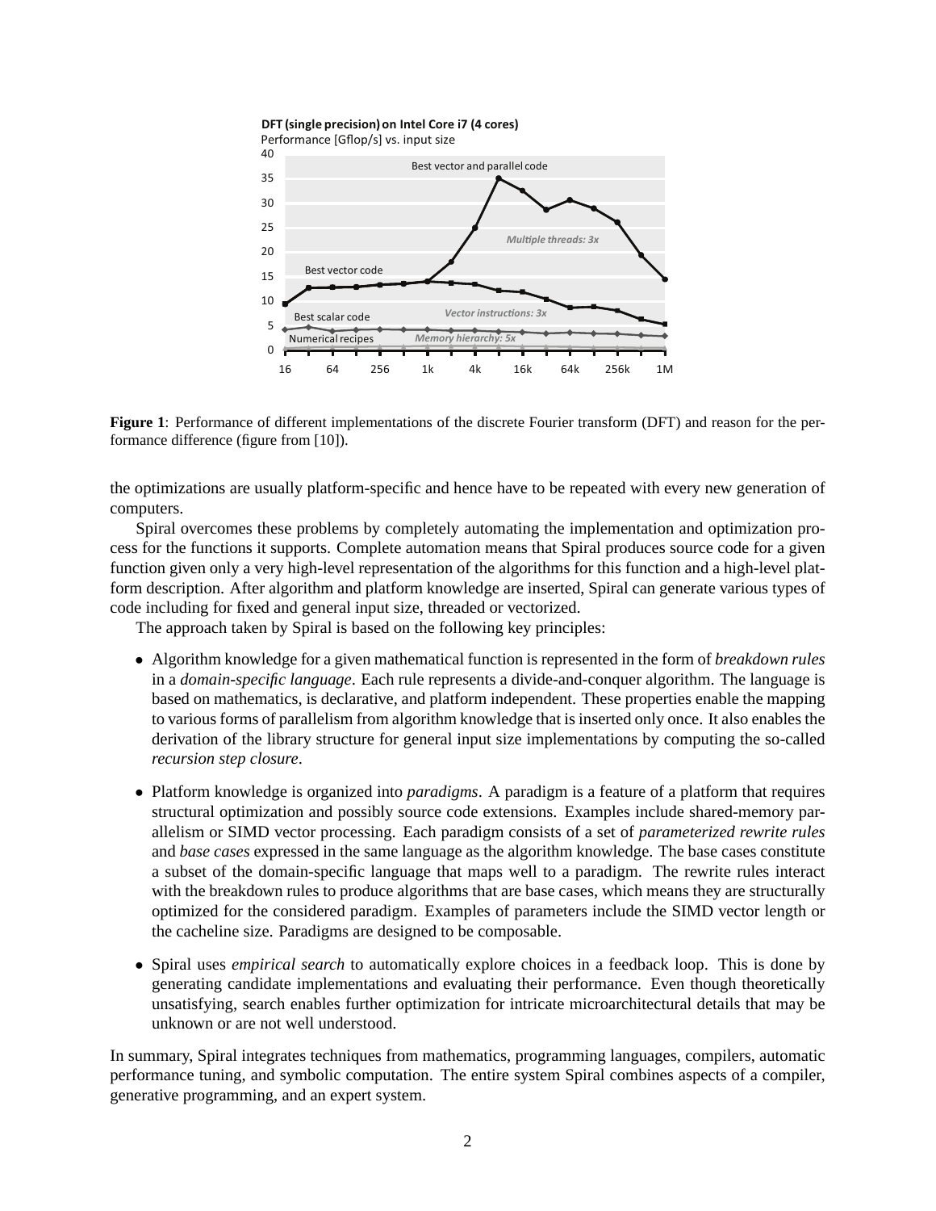DFT (single precision) on Intel Core i7 (4 cores)
Performance [Gflop/s] vs. input size

40
35
30
25
20
15
10
5
0

16 64 256 1k 4k 16k 64k 256k 1M

Best vector and parallel code
Multiple threads: 3x
Best vector code
Vector instructions: 3x
Best scalar code
Numerical recipes
Memory hierarchy: 5x

**Figure 1**: Performance of different implementations of the discrete Fourier transform (DFT) and reason for the performance difference (figure from [10]).

the optimizations are usually platform-specific and hence have to be repeated with every new generation of computers.

Spiral overcomes these problems by completely automating the implementation and optimization process for the functions it supports. Complete automation means that Spiral produces source code for a given function given only a very high-level representation of the algorithms for this function and a high-level platform description. After algorithm and platform knowledge are inserted, Spiral can generate various types of code including for fixed and general input size, threaded or vectorized.

The approach taken by Spiral is based on the following key principles:

- Algorithm knowledge for a given mathematical function is represented in the form of *breakdown rules* in a *domain-specific language*. Each rule represents a divide-and-conquer algorithm. The language is based on mathematics, is declarative, and platform independent. These properties enable the mapping to various forms of parallelism from algorithm knowledge that is inserted only once. It also enables the derivation of the library structure for general input size implementations by computing the so-called *recursion step closure*.
- Platform knowledge is organized into *paradigms*. A paradigm is a feature of a platform that requires structural optimization and possibly source code extensions. Examples include shared-memory parallelism or SIMD vector processing. Each paradigm consists of a set of *parameterized rewrite rules* and *base cases* expressed in the same language as the algorithm knowledge. The base cases constitute a subset of the domain-specific language that maps well to a paradigm. The rewrite rules interact with the breakdown rules to produce algorithms that are base cases, which means they are structurally optimized for the considered paradigm. Examples of parameters include the SIMD vector length or the cacheline size. Paradigms are designed to be composable.
- Spiral uses *empirical search* to automatically explore choices in a feedback loop. This is done by generating candidate implementations and evaluating their performance. Even though theoretically unsatisfying, search enables further optimization for intricate microarchitectural details that may be unknown or are not well understood.

In summary, Spiral integrates techniques from mathematics, programming languages, compilers, automatic performance tuning, and symbolic computation. The entire system Spiral combines aspects of a compiler, generative programming, and an expert system.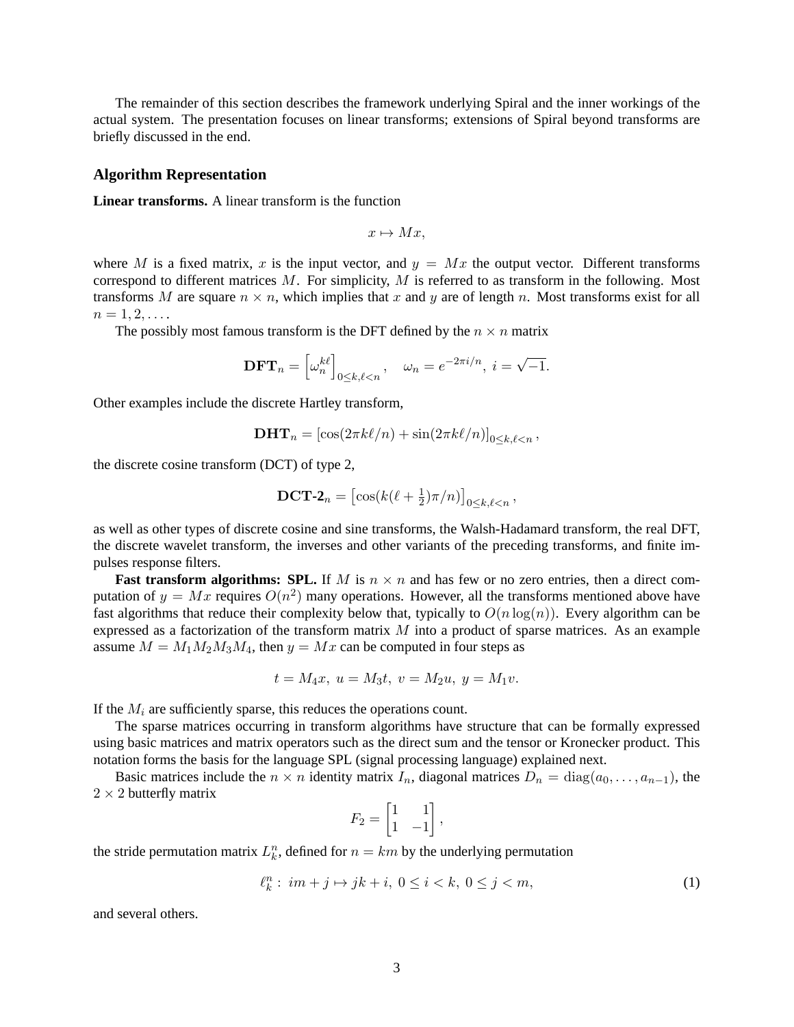The remainder of this section describes the framework underlying Spiral and the inner workings of the actual system. The presentation focuses on linear transforms; extensions of Spiral beyond transforms are briefly discussed in the end.

### Algorithm Representation

**Linear transforms.** A linear transform is the function

$$x \mapsto Mx,$$

where $M$ is a fixed matrix, $x$ is the input vector, and $y = Mx$ the output vector. Different transforms correspond to different matrices $M$. For simplicity, $M$ is referred to as transform in the following. Most transforms $M$ are square $n \times n$, which implies that $x$ and $y$ are of length $n$. Most transforms exist for all $n = 1, 2, \ldots$.

The possibly most famous transform is the DFT defined by the $n \times n$ matrix

$$\mathbf{DFT}_n = \left[\omega_n^{k\ell}\right]_{0 \leq k,\ell < n}, \quad \omega_n = e^{-2\pi i/n},\ i = \sqrt{-1}.$$

Other examples include the discrete Hartley transform,

$$\mathbf{DHT}_n = \left[\cos(2\pi k\ell/n) + \sin(2\pi k\ell/n)\right]_{0 \leq k,\ell < n},$$

the discrete cosine transform (DCT) of type 2,

$$\mathbf{DCT\text{-}2}_n = \left[\cos(k(\ell + \tfrac{1}{2})\pi/n)\right]_{0 \leq k,\ell < n},$$

as well as other types of discrete cosine and sine transforms, the Walsh-Hadamard transform, the real DFT, the discrete wavelet transform, the inverses and other variants of the preceding transforms, and finite impulses response filters.

**Fast transform algorithms: SPL.** If $M$ is $n \times n$ and has few or no zero entries, then a direct computation of $y = Mx$ requires $O(n^2)$ many operations. However, all the transforms mentioned above have fast algorithms that reduce their complexity below that, typically to $O(n \log(n))$. Every algorithm can be expressed as a factorization of the transform matrix $M$ into a product of sparse matrices. As an example assume $M = M_1 M_2 M_3 M_4$, then $y = Mx$ can be computed in four steps as

$$t = M_4 x,\ u = M_3 t,\ v = M_2 u,\ y = M_1 v.$$

If the $M_i$ are sufficiently sparse, this reduces the operations count.

The sparse matrices occurring in transform algorithms have structure that can be formally expressed using basic matrices and matrix operators such as the direct sum and the tensor or Kronecker product. This notation forms the basis for the language SPL (signal processing language) explained next.

Basic matrices include the $n \times n$ identity matrix $I_n$, diagonal matrices $D_n = \operatorname{diag}(a_0, \ldots, a_{n-1})$, the $2 \times 2$ butterfly matrix

$$F_2 = \begin{bmatrix} 1 & 1 \\ 1 & -1 \end{bmatrix},$$

the stride permutation matrix $L_k^n$, defined for $n = km$ by the underlying permutation

$$\ell_k^n :\ im + j \mapsto jk + i,\ 0 \leq i < k,\ 0 \leq j < m, \tag{1}$$

and several others.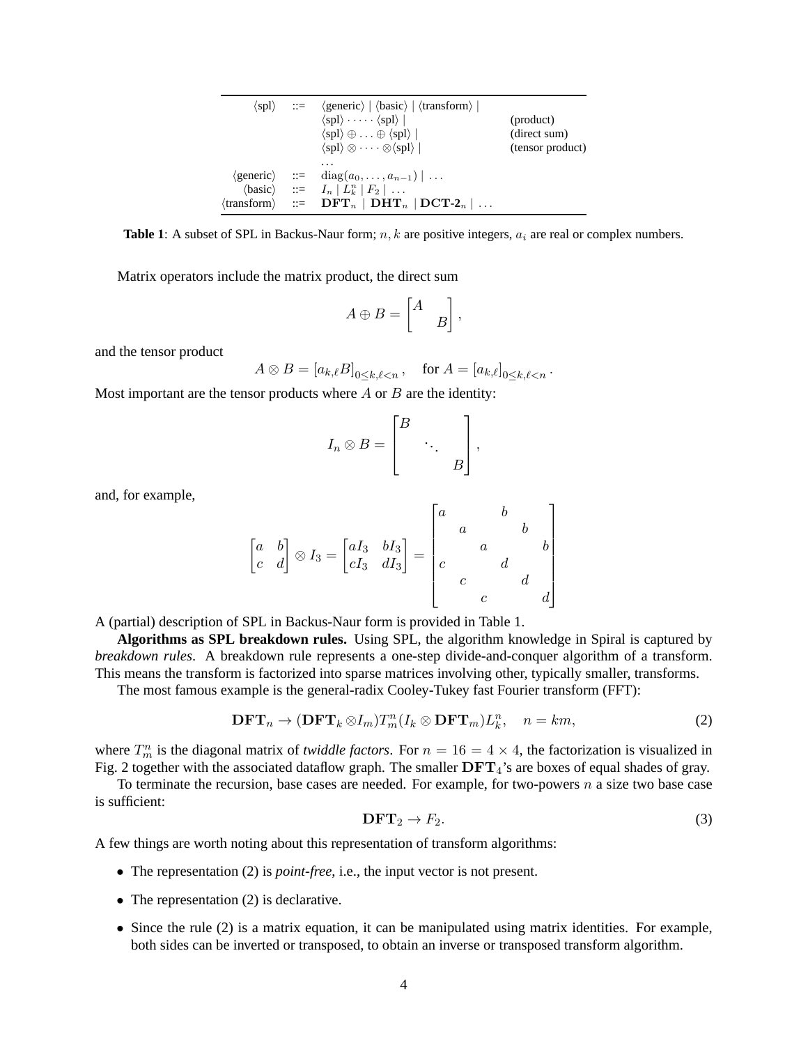| $\langle\text{spl}\rangle$ | ::= | $\langle\text{generic}\rangle \mid \langle\text{basic}\rangle \mid \langle\text{transform}\rangle \mid$ | |
|---|---|---|---|
| | | $\langle\text{spl}\rangle \cdot \cdots \cdot \langle\text{spl}\rangle \mid$ | (product) |
| | | $\langle\text{spl}\rangle \oplus \ldots \oplus \langle\text{spl}\rangle \mid$ | (direct sum) |
| | | $\langle\text{spl}\rangle \otimes \cdots \otimes \langle\text{spl}\rangle \mid$ | (tensor product) |
| | | $\ldots$ | |
| $\langle\text{generic}\rangle$ | ::= | $\text{diag}(a_0, \ldots, a_{n-1}) \mid \ldots$ | |
| $\langle\text{basic}\rangle$ | ::= | $I_n \mid L_k^n \mid F_2 \mid \ldots$ | |
| $\langle\text{transform}\rangle$ | ::= | $\mathbf{DFT}_n \mid \mathbf{DHT}_n \mid \mathbf{DCT\text{-}2}_n \mid \ldots$ | |

**Table 1**: A subset of SPL in Backus-Naur form; $n, k$ are positive integers, $a_i$ are real or complex numbers.

Matrix operators include the matrix product, the direct sum

$$A \oplus B = \begin{bmatrix} A & \\ & B \end{bmatrix},$$

and the tensor product

$$A \otimes B = [a_{k,\ell} B]_{0 \le k,\ell < n}, \quad \text{for } A = [a_{k,\ell}]_{0 \le k,\ell < n}.$$

Most important are the tensor products where $A$ or $B$ are the identity:

$$I_n \otimes B = \begin{bmatrix} B & & \\ & \ddots & \\ & & B \end{bmatrix},$$

and, for example,

$$\begin{bmatrix} a & b \\ c & d \end{bmatrix} \otimes I_3 = \begin{bmatrix} aI_3 & bI_3 \\ cI_3 & dI_3 \end{bmatrix} = \begin{bmatrix} a & & & b & & \\ & a & & & b & \\ & & a & & & b \\ c & & & d & & \\ & c & & & d & \\ & & c & & & d \end{bmatrix}$$

A (partial) description of SPL in Backus-Naur form is provided in Table 1.

**Algorithms as SPL breakdown rules.** Using SPL, the algorithm knowledge in Spiral is captured by *breakdown rules*. A breakdown rule represents a one-step divide-and-conquer algorithm of a transform. This means the transform is factorized into sparse matrices involving other, typically smaller, transforms.

The most famous example is the general-radix Cooley-Tukey fast Fourier transform (FFT):

$$\mathbf{DFT}_n \rightarrow (\mathbf{DFT}_k \otimes I_m) T_m^n (I_k \otimes \mathbf{DFT}_m) L_k^n, \quad n = km, \tag{2}$$

where $T_m^n$ is the diagonal matrix of *twiddle factors*. For $n = 16 = 4 \times 4$, the factorization is visualized in Fig. 2 together with the associated dataflow graph. The smaller $\mathbf{DFT}_4$'s are boxes of equal shades of gray.

To terminate the recursion, base cases are needed. For example, for two-powers $n$ a size two base case is sufficient:

$$\mathbf{DFT}_2 \rightarrow F_2. \tag{3}$$

A few things are worth noting about this representation of transform algorithms:

- The representation (2) is *point-free*, i.e., the input vector is not present.
- The representation (2) is declarative.
- Since the rule (2) is a matrix equation, it can be manipulated using matrix identities. For example, both sides can be inverted or transposed, to obtain an inverse or transposed transform algorithm.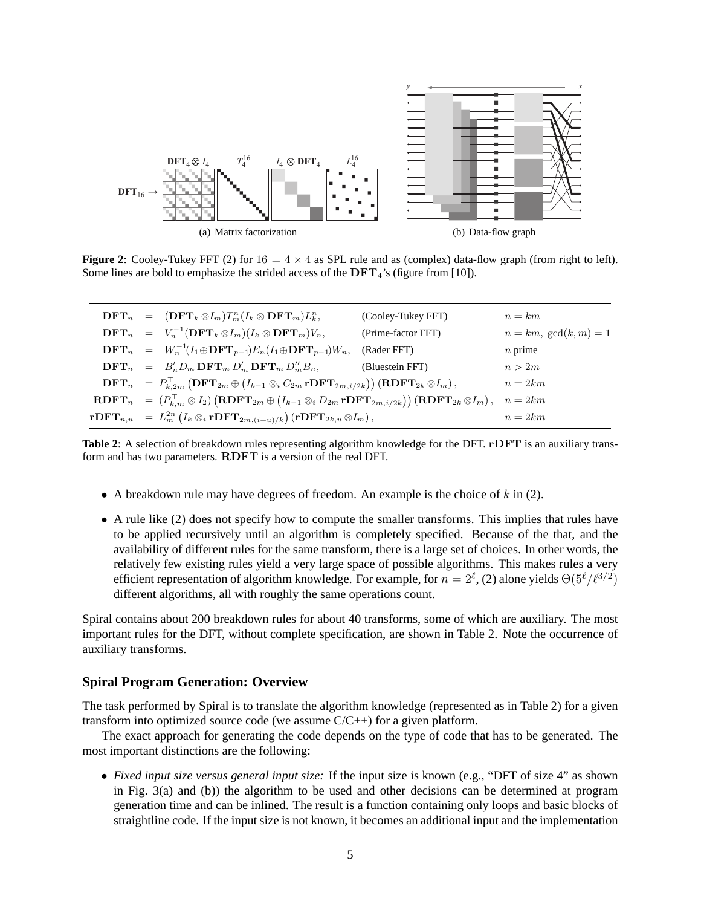Figure 2: Cooley-Tukey FFT (2) for $16 = 4 \times 4$ as SPL rule and as (complex) data-flow graph (from right to left). Some lines are bold to emphasize the strided access of the $\mathbf{DFT}_4$'s (figure from [10]).

(a) Matrix factorization

(b) Data-flow graph

| | | |
|---|---|---|
| $\mathbf{DFT}_n = (\mathbf{DFT}_k \otimes I_m) T^n_m (I_k \otimes \mathbf{DFT}_m) L^n_k,$ | (Cooley-Tukey FFT) | $n = km$ |
| $\mathbf{DFT}_n = V_n^{-1} (\mathbf{DFT}_k \otimes I_m)(I_k \otimes \mathbf{DFT}_m) V_n,$ | (Prime-factor FFT) | $n = km,\ \gcd(k,m) = 1$ |
| $\mathbf{DFT}_n = W_n^{-1} (I_1 \oplus \mathbf{DFT}_{p-1}) E_n (I_1 \oplus \mathbf{DFT}_{p-1}) W_n,$ | (Rader FFT) | $n$ prime |
| $\mathbf{DFT}_n = B'_n D_m \mathbf{DFT}_m D'_m \mathbf{DFT}_m D''_m B_n,$ | (Bluestein FFT) | $n > 2m$ |
| $\mathbf{DFT}_n = P^\top_{k,2m} \left( \mathbf{DFT}_{2m} \oplus \left( I_{k-1} \otimes_i C_{2m} \, \mathbf{rDFT}_{2m,i/2k} \right) \right) \left( \mathbf{RDFT}_{2k} \otimes I_m \right),$ | | $n = 2km$ |
| $\mathbf{RDFT}_n = (P^\top_{k,m} \otimes I_2) \left( \mathbf{RDFT}_{2m} \oplus \left( I_{k-1} \otimes_i D_{2m} \, \mathbf{rDFT}_{2m,i/2k} \right) \right) \left( \mathbf{RDFT}_{2k} \otimes I_m \right),$ | | $n = 2km$ |
| $\mathbf{rDFT}_{n,u} = L^{2n}_m \left( I_k \otimes_i \mathbf{rDFT}_{2m,(i+u)/k} \right) \left( \mathbf{rDFT}_{2k,u} \otimes I_m \right),$ | | $n = 2km$ |

Table 2: A selection of breakdown rules representing algorithm knowledge for the DFT. $\mathbf{rDFT}$ is an auxiliary transform and has two parameters. $\mathbf{RDFT}$ is a version of the real DFT.

- A breakdown rule may have degrees of freedom. An example is the choice of $k$ in (2).
- A rule like (2) does not specify how to compute the smaller transforms. This implies that rules have to be applied recursively until an algorithm is completely specified. Because of the that, and the availability of different rules for the same transform, there is a large set of choices. In other words, the relatively few existing rules yield a very large space of possible algorithms. This makes rules a very efficient representation of algorithm knowledge. For example, for $n = 2^\ell$, (2) alone yields $\Theta(5^\ell/\ell^{3/2})$ different algorithms, all with roughly the same operations count.

Spiral contains about 200 breakdown rules for about 40 transforms, some of which are auxiliary. The most important rules for the DFT, without complete specification, are shown in Table 2. Note the occurrence of auxiliary transforms.

### Spiral Program Generation: Overview

The task performed by Spiral is to translate the algorithm knowledge (represented as in Table 2) for a given transform into optimized source code (we assume C/C++) for a given platform.

The exact approach for generating the code depends on the type of code that has to be generated. The most important distinctions are the following:

- *Fixed input size versus general input size:* If the input size is known (e.g., "DFT of size 4" as shown in Fig. 3(a) and (b)) the algorithm to be used and other decisions can be determined at program generation time and can be inlined. The result is a function containing only loops and basic blocks of straightline code. If the input size is not known, it becomes an additional input and the implementation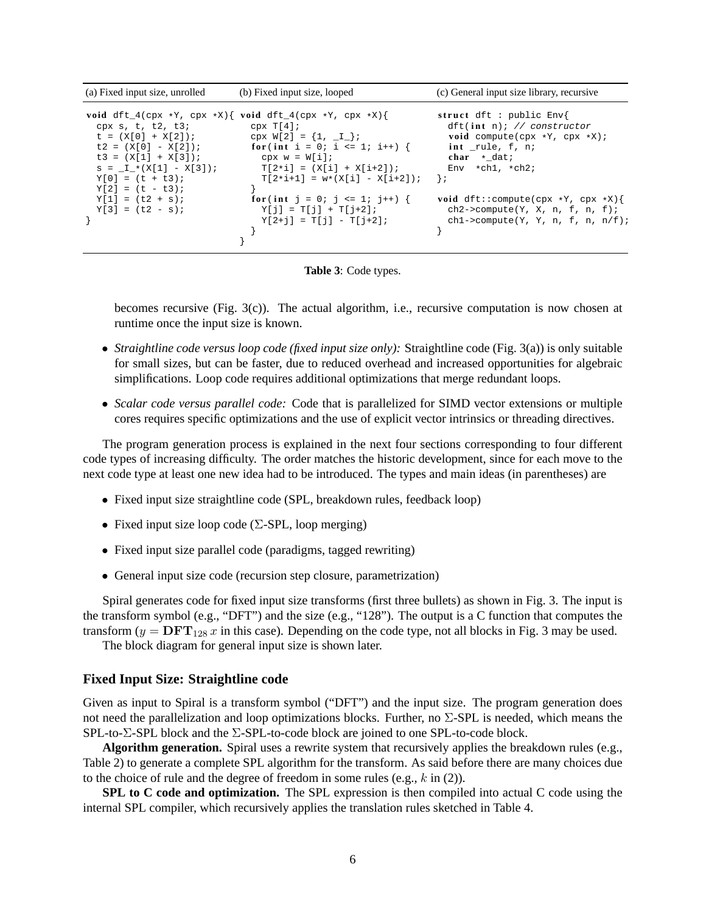| (a) Fixed input size, unrolled | (b) Fixed input size, looped | (c) General input size library, recursive |
|---|---|---|
| <pre>void dft_4(cpx *Y, cpx *X){<br>  cpx s, t, t2, t3;<br>  t = (X[0] + X[2]);<br>  t2 = (X[0] - X[2]);<br>  t3 = (X[1] + X[3]);<br>  s = _I_*(X[1] - X[3]);<br>  Y[0] = (t + t3);<br>  Y[2] = (t - t3);<br>  Y[1] = (t2 + s);<br>  Y[3] = (t2 - s);<br>}</pre> | <pre>void dft_4(cpx *Y, cpx *X){<br>  cpx T[4];<br>  cpx W[2] = {1, _I_};<br>  for(int i = 0; i <= 1; i++) {<br>    cpx w = W[i];<br>    T[2*i] = (X[i] + X[i+2]);<br>    T[2*i+1] = w*(X[i] - X[i+2]);<br>  }<br>  for(int j = 0; j <= 1; j++) {<br>    Y[j] = T[j] + T[j+2];<br>    Y[2+j] = T[j] - T[j+2];<br>  }<br>}</pre> | <pre>struct dft : public Env{<br>  dft(int n); // constructor<br>  void compute(cpx *Y, cpx *X);<br>  int _rule, f, n;<br>  char  *_dat;<br>  Env  *ch1, *ch2;<br>};<br><br>void dft::compute(cpx *Y, cpx *X){<br>  ch2->compute(Y, X, n, f, n, f);<br>  ch1->compute(Y, Y, n, f, n, n/f);<br>}</pre> |

**Table 3**: Code types.

becomes recursive (Fig. 3(c)). The actual algorithm, i.e., recursive computation is now chosen at runtime once the input size is known.

- *Straightline code versus loop code (fixed input size only):* Straightline code (Fig. 3(a)) is only suitable for small sizes, but can be faster, due to reduced overhead and increased opportunities for algebraic simplifications. Loop code requires additional optimizations that merge redundant loops.
- *Scalar code versus parallel code:* Code that is parallelized for SIMD vector extensions or multiple cores requires specific optimizations and the use of explicit vector intrinsics or threading directives.

The program generation process is explained in the next four sections corresponding to four different code types of increasing difficulty. The order matches the historic development, since for each move to the next code type at least one new idea had to be introduced. The types and main ideas (in parentheses) are

- Fixed input size straightline code (SPL, breakdown rules, feedback loop)
- Fixed input size loop code ($\Sigma$-SPL, loop merging)
- Fixed input size parallel code (paradigms, tagged rewriting)
- General input size code (recursion step closure, parametrization)

Spiral generates code for fixed input size transforms (first three bullets) as shown in Fig. 3. The input is the transform symbol (e.g., "DFT") and the size (e.g., "128"). The output is a C function that computes the transform ($y = \mathbf{DFT}_{128}\, x$ in this case). Depending on the code type, not all blocks in Fig. 3 may be used.

The block diagram for general input size is shown later.

### Fixed Input Size: Straightline code

Given as input to Spiral is a transform symbol ("DFT") and the input size. The program generation does not need the parallelization and loop optimizations blocks. Further, no $\Sigma$-SPL is needed, which means the SPL-to-$\Sigma$-SPL block and the $\Sigma$-SPL-to-code block are joined to one SPL-to-code block.

**Algorithm generation.** Spiral uses a rewrite system that recursively applies the breakdown rules (e.g., Table 2) to generate a complete SPL algorithm for the transform. As said before there are many choices due to the choice of rule and the degree of freedom in some rules (e.g., $k$ in (2)).

**SPL to C code and optimization.** The SPL expression is then compiled into actual C code using the internal SPL compiler, which recursively applies the translation rules sketched in Table 4.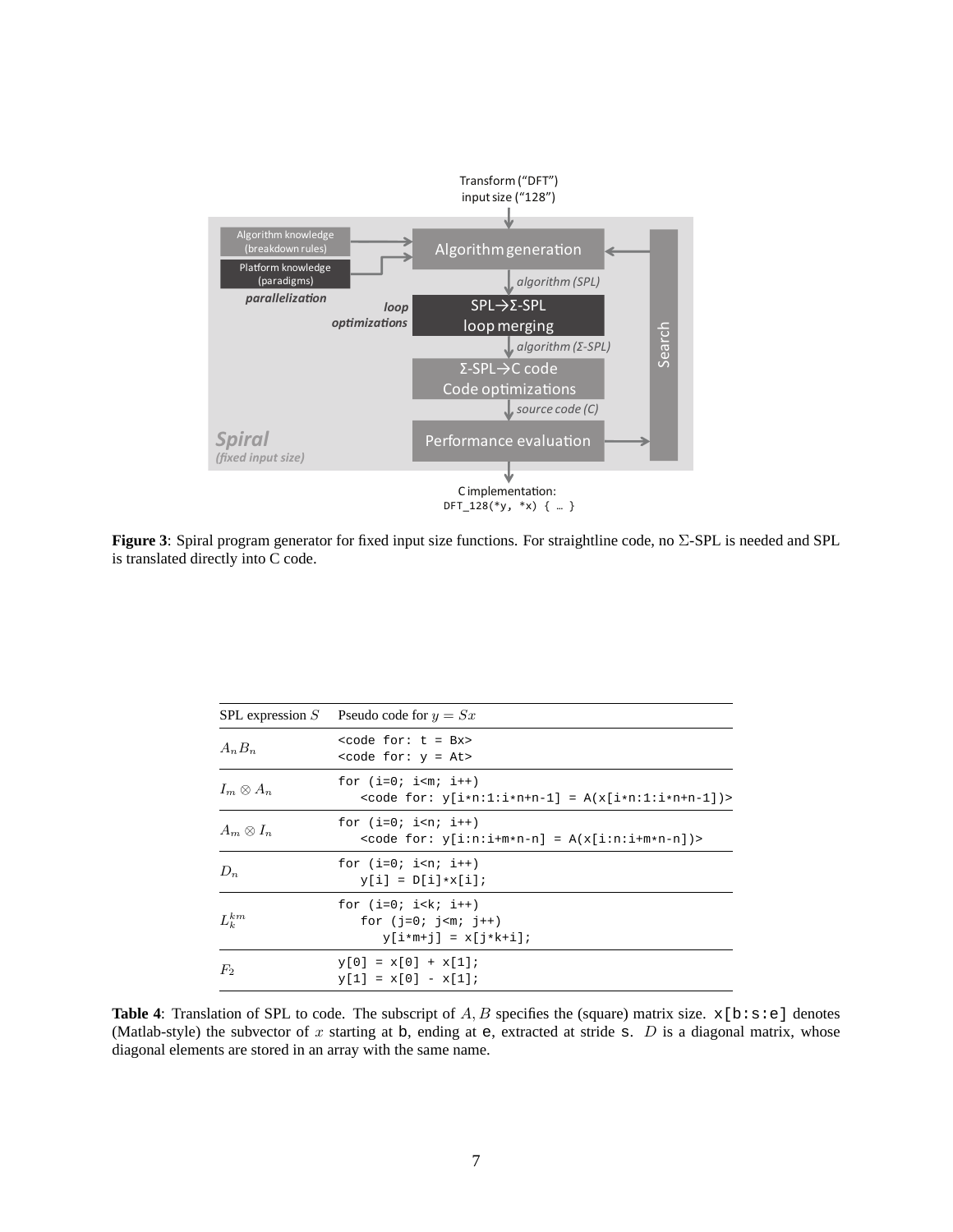Figure 3: Spiral program generator for fixed input size functions. For straightline code, no Σ-SPL is needed and SPL is translated directly into C code.

| SPL expression $S$ | Pseudo code for $y = Sx$ |
|---|---|
| $A_n B_n$ | `<code for: t = Bx>` <br> `<code for: y = At>` |
| $I_m \otimes A_n$ | `for (i=0; i<m; i++)` <br> `<code for: y[i*n:1:i*n+n-1] = A(x[i*n:1:i*n+n-1])>` |
| $A_m \otimes I_n$ | `for (i=0; i<n; i++)` <br> `<code for: y[i:n:i+m*n-n] = A(x[i:n:i+m*n-n])>` |
| $D_n$ | `for (i=0; i<n; i++)` <br> `y[i] = D[i]*x[i];` |
| $L_k^{km}$ | `for (i=0; i<k; i++)` <br> `for (j=0; j<m; j++)` <br> `y[i*m+j] = x[j*k+i];` |
| $F_2$ | `y[0] = x[0] + x[1];` <br> `y[1] = x[0] - x[1];` |

**Table 4**: Translation of SPL to code. The subscript of $A, B$ specifies the (square) matrix size. `x[b:s:e]` denotes (Matlab-style) the subvector of $x$ starting at `b`, ending at `e`, extracted at stride `s`. $D$ is a diagonal matrix, whose diagonal elements are stored in an array with the same name.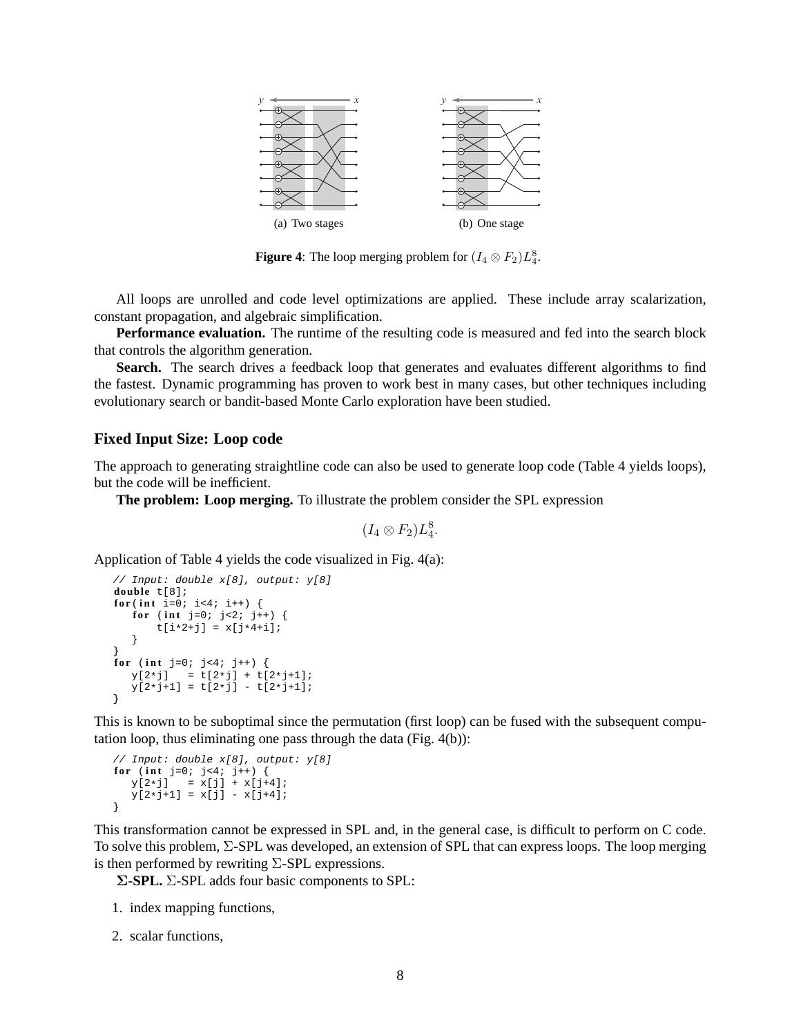(a) Two stages

(b) One stage

**Figure 4**: The loop merging problem for $(I_4 \otimes F_2)L_4^8$.

All loops are unrolled and code level optimizations are applied. These include array scalarization, constant propagation, and algebraic simplification.

**Performance evaluation.** The runtime of the resulting code is measured and fed into the search block that controls the algorithm generation.

**Search.** The search drives a feedback loop that generates and evaluates different algorithms to find the fastest. Dynamic programming has proven to work best in many cases, but other techniques including evolutionary search or bandit-based Monte Carlo exploration have been studied.

### Fixed Input Size: Loop code

The approach to generating straightline code can also be used to generate loop code (Table 4 yields loops), but the code will be inefficient.

**The problem: Loop merging.** To illustrate the problem consider the SPL expression

$$(I_4 \otimes F_2)L_4^8.$$

Application of Table 4 yields the code visualized in Fig. 4(a):

```
// Input: double x[8], output: y[8]
double t[8];
for(int i=0; i<4; i++) {
   for (int j=0; j<2; j++) {
       t[i*2+j] = x[j*4+i];
   }
}
for (int j=0; j<4; j++) {
   y[2*j]   = t[2*j] + t[2*j+1];
   y[2*j+1] = t[2*j] - t[2*j+1];
}
```

This is known to be suboptimal since the permutation (first loop) can be fused with the subsequent computation loop, thus eliminating one pass through the data (Fig. 4(b)):

```
// Input: double x[8], output: y[8]
for (int j=0; j<4; j++) {
   y[2*j]   = x[j] + x[j+4];
   y[2*j+1] = x[j] - x[j+4];
}
```

This transformation cannot be expressed in SPL and, in the general case, is difficult to perform on C code. To solve this problem, $\Sigma$-SPL was developed, an extension of SPL that can express loops. The loop merging is then performed by rewriting $\Sigma$-SPL expressions.

**$\Sigma$-SPL.** $\Sigma$-SPL adds four basic components to SPL:

1. index mapping functions,
2. scalar functions,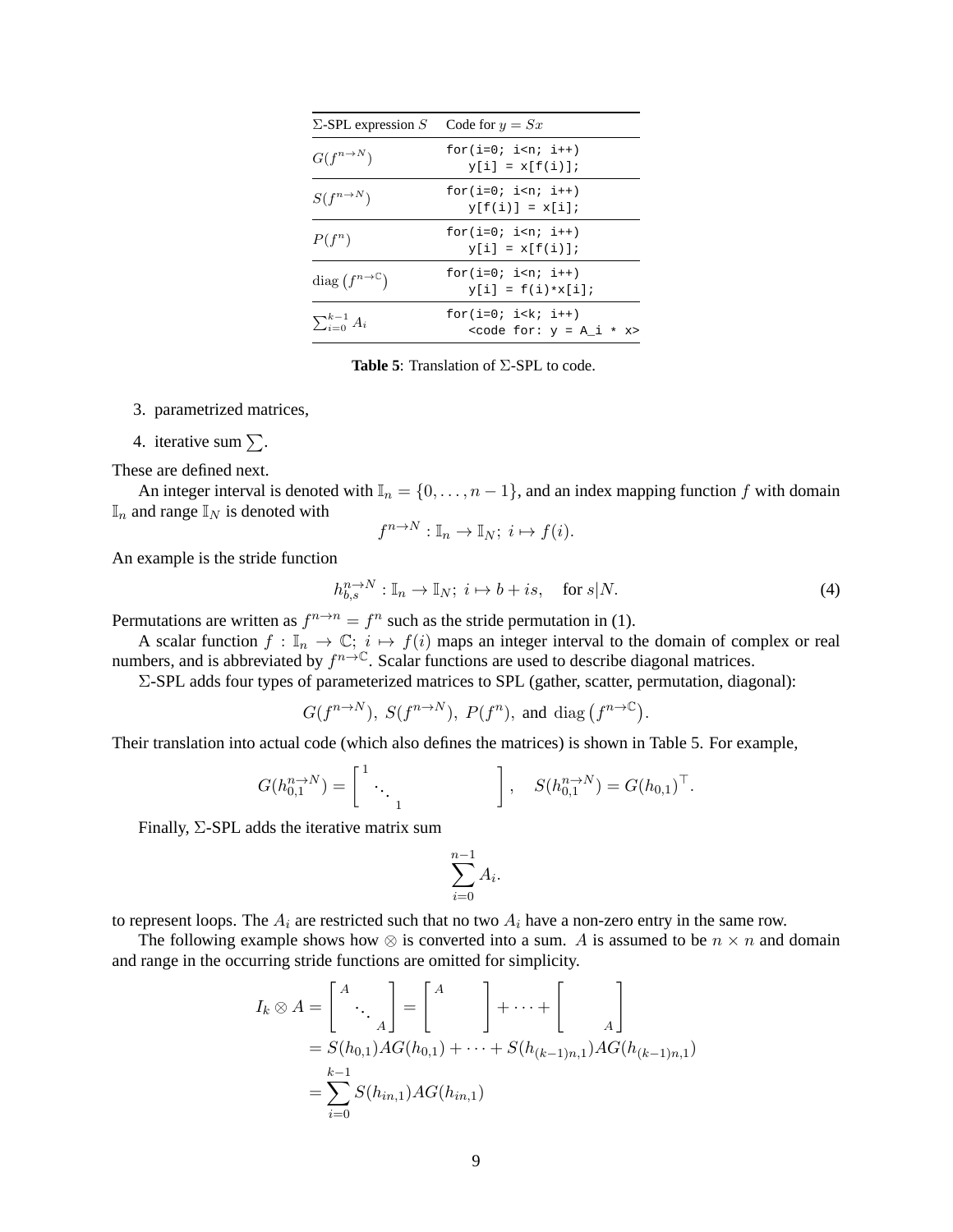| $\Sigma$-SPL expression $S$ | Code for $y = Sx$ |
|---|---|
| $G(f^{n\to N})$ | `for(i=0; i<n; i++)` `y[i] = x[f(i)];` |
| $S(f^{n\to N})$ | `for(i=0; i<n; i++)` `y[f(i)] = x[i];` |
| $P(f^{n})$ | `for(i=0; i<n; i++)` `y[i] = x[f(i)];` |
| $\operatorname{diag}\left(f^{n\to \mathbb{C}}\right)$ | `for(i=0; i<n; i++)` `y[i] = f(i)*x[i];` |
| $\sum_{i=0}^{k-1} A_i$ | `for(i=0; i<k; i++)` `<code for: y = A_i * x>` |

**Table 5**: Translation of $\Sigma$-SPL to code.

3. parametrized matrices,
4. iterative sum $\sum$.

These are defined next.

An integer interval is denoted with $\mathbb{I}_n = \{0, \dots, n-1\}$, and an index mapping function $f$ with domain $\mathbb{I}_n$ and range $\mathbb{I}_N$ is denoted with

$$f^{n\to N} : \mathbb{I}_n \to \mathbb{I}_N;\ i \mapsto f(i).$$

An example is the stride function

$$h_{b,s}^{n\to N} : \mathbb{I}_n \to \mathbb{I}_N;\ i \mapsto b + is, \quad \text{for } s|N. \tag{4}$$

Permutations are written as $f^{n\to n} = f^n$ such as the stride permutation in (1).

A scalar function $f : \mathbb{I}_n \to \mathbb{C};\ i \mapsto f(i)$ maps an integer interval to the domain of complex or real numbers, and is abbreviated by $f^{n\to\mathbb{C}}$. Scalar functions are used to describe diagonal matrices.

$\Sigma$-SPL adds four types of parameterized matrices to SPL (gather, scatter, permutation, diagonal):

$$G(f^{n\to N}),\ S(f^{n\to N}),\ P(f^n),\ \text{and } \operatorname{diag}\left(f^{n\to\mathbb{C}}\right).$$

Their translation into actual code (which also defines the matrices) is shown in Table 5. For example,

$$G(h_{0,1}^{n\to N}) = \begin{bmatrix} 1 & & & & \\ & \ddots & & & \\ & & 1 & & \end{bmatrix}, \quad S(h_{0,1}^{n\to N}) = G(h_{0,1})^\top.$$

Finally, $\Sigma$-SPL adds the iterative matrix sum

$$\sum_{i=0}^{n-1} A_i.$$

to represent loops. The $A_i$ are restricted such that no two $A_i$ have a non-zero entry in the same row.

The following example shows how $\otimes$ is converted into a sum. $A$ is assumed to be $n \times n$ and domain and range in the occurring stride functions are omitted for simplicity.

$$\begin{aligned} I_k \otimes A &= \begin{bmatrix} A & & \\ & \ddots & \\ & & A \end{bmatrix} = \begin{bmatrix} A & & \\ & & \\ & & \end{bmatrix} + \cdots + \begin{bmatrix} & & \\ & & \\ & & A \end{bmatrix} \\ &= S(h_{0,1})AG(h_{0,1}) + \cdots + S(h_{(k-1)n,1})AG(h_{(k-1)n,1}) \\ &= \sum_{i=0}^{k-1} S(h_{in,1})AG(h_{in,1}) \end{aligned}$$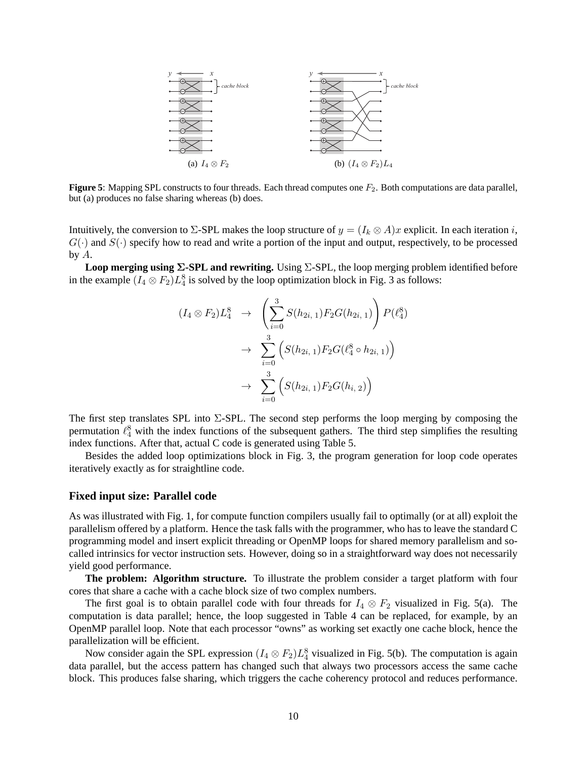(a) $I_4 \otimes F_2$

(b) $(I_4 \otimes F_2)L_4$

**Figure 5**: Mapping SPL constructs to four threads. Each thread computes one $F_2$. Both computations are data parallel, but (a) produces no false sharing whereas (b) does.

Intuitively, the conversion to $\Sigma$-SPL makes the loop structure of $y = (I_k \otimes A)x$ explicit. In each iteration $i$, $G(\cdot)$ and $S(\cdot)$ specify how to read and write a portion of the input and output, respectively, to be processed by $A$.

**Loop merging using $\Sigma$-SPL and rewriting.** Using $\Sigma$-SPL, the loop merging problem identified before in the example $(I_4 \otimes F_2)L_4^8$ is solved by the loop optimization block in Fig. 3 as follows:

$$
\begin{aligned}
(I_4 \otimes F_2)L_4^8 \quad &\rightarrow \quad \left( \sum_{i=0}^{3} S(h_{2i,\,1}) F_2 G(h_{2i,\,1}) \right) P(\ell_4^8) \\
&\rightarrow \quad \sum_{i=0}^{3} \Big( S(h_{2i,\,1}) F_2 G(\ell_4^8 \circ h_{2i,\,1}) \Big) \\
&\rightarrow \quad \sum_{i=0}^{3} \Big( S(h_{2i,\,1}) F_2 G(h_{i,\,2}) \Big)
\end{aligned}
$$

The first step translates SPL into $\Sigma$-SPL. The second step performs the loop merging by composing the permutation $\ell_4^8$ with the index functions of the subsequent gathers. The third step simplifies the resulting index functions. After that, actual C code is generated using Table 5.

Besides the added loop optimizations block in Fig. 3, the program generation for loop code operates iteratively exactly as for straightline code.

### Fixed input size: Parallel code

As was illustrated with Fig. 1, for compute function compilers usually fail to optimally (or at all) exploit the parallelism offered by a platform. Hence the task falls with the programmer, who has to leave the standard C programming model and insert explicit threading or OpenMP loops for shared memory parallelism and so-called intrinsics for vector instruction sets. However, doing so in a straightforward way does not necessarily yield good performance.

**The problem: Algorithm structure.** To illustrate the problem consider a target platform with four cores that share a cache with a cache block size of two complex numbers.

The first goal is to obtain parallel code with four threads for $I_4 \otimes F_2$ visualized in Fig. 5(a). The computation is data parallel; hence, the loop suggested in Table 4 can be replaced, for example, by an OpenMP parallel loop. Note that each processor "owns" as working set exactly one cache block, hence the parallelization will be efficient.

Now consider again the SPL expression $(I_4 \otimes F_2)L_4^8$ visualized in Fig. 5(b). The computation is again data parallel, but the access pattern has changed such that always two processors access the same cache block. This produces false sharing, which triggers the cache coherency protocol and reduces performance.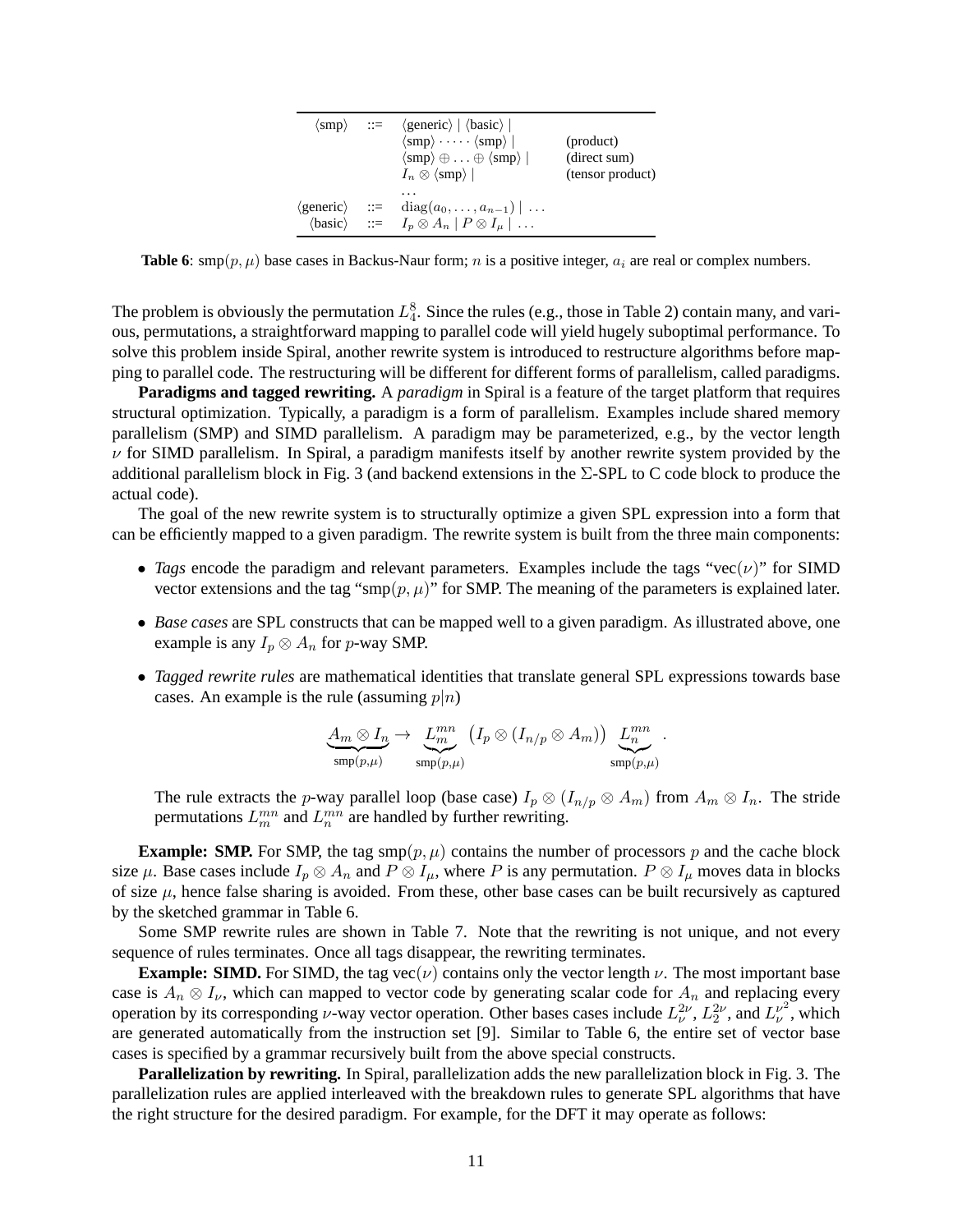| | | | |
|---|---|---|---|
| $\langle\text{smp}\rangle$ | ::= | $\langle\text{generic}\rangle \mid \langle\text{basic}\rangle \mid$ | |
| | | $\langle\text{smp}\rangle \cdot \cdots \cdot \langle\text{smp}\rangle \mid$ | (product) |
| | | $\langle\text{smp}\rangle \oplus \ldots \oplus \langle\text{smp}\rangle \mid$ | (direct sum) |
| | | $I_n \otimes \langle\text{smp}\rangle \mid$ | (tensor product) |
| | | $\ldots$ | |
| $\langle\text{generic}\rangle$ | ::= | $\text{diag}(a_0, \ldots, a_{n-1}) \mid \ldots$ | |
| $\langle\text{basic}\rangle$ | ::= | $I_p \otimes A_n \mid P \otimes I_\mu \mid \ldots$ | |

**Table 6**: $\text{smp}(p, \mu)$ base cases in Backus-Naur form; $n$ is a positive integer, $a_i$ are real or complex numbers.

The problem is obviously the permutation $L_4^8$. Since the rules (e.g., those in Table 2) contain many, and various, permutations, a straightforward mapping to parallel code will yield hugely suboptimal performance. To solve this problem inside Spiral, another rewrite system is introduced to restructure algorithms before mapping to parallel code. The restructuring will be different for different forms of parallelism, called paradigms.

**Paradigms and tagged rewriting.** A *paradigm* in Spiral is a feature of the target platform that requires structural optimization. Typically, a paradigm is a form of parallelism. Examples include shared memory parallelism (SMP) and SIMD parallelism. A paradigm may be parameterized, e.g., by the vector length $\nu$ for SIMD parallelism. In Spiral, a paradigm manifests itself by another rewrite system provided by the additional parallelism block in Fig. 3 (and backend extensions in the $\Sigma$-SPL to C code block to produce the actual code).

The goal of the new rewrite system is to structurally optimize a given SPL expression into a form that can be efficiently mapped to a given paradigm. The rewrite system is built from the three main components:

- *Tags* encode the paradigm and relevant parameters. Examples include the tags "vec($\nu$)" for SIMD vector extensions and the tag "smp($p, \mu$)" for SMP. The meaning of the parameters is explained later.
- *Base cases* are SPL constructs that can be mapped well to a given paradigm. As illustrated above, one example is any $I_p \otimes A_n$ for $p$-way SMP.
- *Tagged rewrite rules* are mathematical identities that translate general SPL expressions towards base cases. An example is the rule (assuming $p|n$)

$$\underbrace{A_m \otimes I_n}_{\text{smp}(p,\mu)} \rightarrow \underbrace{L_m^{mn}}_{\text{smp}(p,\mu)} \left(I_p \otimes (I_{n/p} \otimes A_m)\right) \underbrace{L_n^{mn}}_{\text{smp}(p,\mu)} .$$

  The rule extracts the $p$-way parallel loop (base case) $I_p \otimes (I_{n/p} \otimes A_m)$ from $A_m \otimes I_n$. The stride permutations $L_m^{mn}$ and $L_n^{mn}$ are handled by further rewriting.

**Example: SMP.** For SMP, the tag $\text{smp}(p, \mu)$ contains the number of processors $p$ and the cache block size $\mu$. Base cases include $I_p \otimes A_n$ and $P \otimes I_\mu$, where $P$ is any permutation. $P \otimes I_\mu$ moves data in blocks of size $\mu$, hence false sharing is avoided. From these, other base cases can be built recursively as captured by the sketched grammar in Table 6.

Some SMP rewrite rules are shown in Table 7. Note that the rewriting is not unique, and not every sequence of rules terminates. Once all tags disappear, the rewriting terminates.

**Example: SIMD.** For SIMD, the tag $\text{vec}(\nu)$ contains only the vector length $\nu$. The most important base case is $A_n \otimes I_\nu$, which can mapped to vector code by generating scalar code for $A_n$ and replacing every operation by its corresponding $\nu$-way vector operation. Other bases cases include $L_\nu^{2\nu}$, $L_2^{2\nu}$, and $L_\nu^{\nu^2}$, which are generated automatically from the instruction set [9]. Similar to Table 6, the entire set of vector base cases is specified by a grammar recursively built from the above special constructs.

**Parallelization by rewriting.** In Spiral, parallelization adds the new parallelization block in Fig. 3. The parallelization rules are applied interleaved with the breakdown rules to generate SPL algorithms that have the right structure for the desired paradigm. For example, for the DFT it may operate as follows: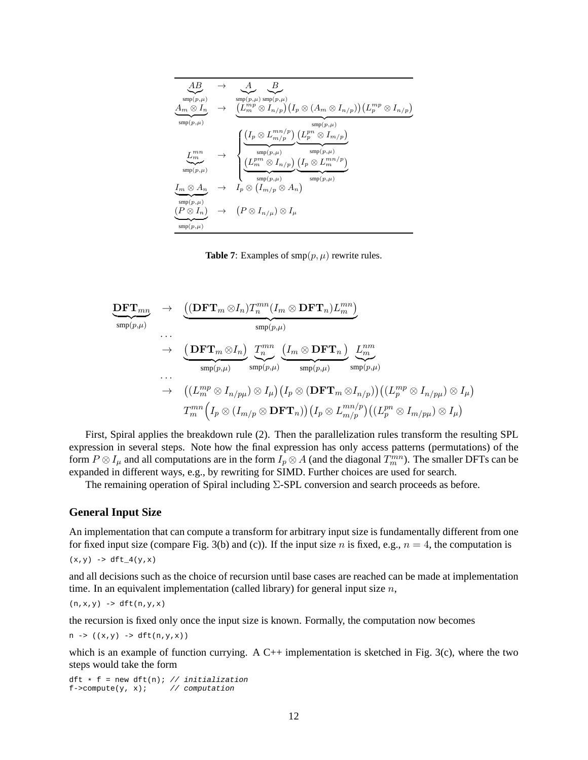$$
\begin{array}{lcl}
\underbrace{AB}_{\text{smp}(p,\mu)} & \rightarrow & \underbrace{A}_{\text{smp}(p,\mu)} \underbrace{B}_{\text{smp}(p,\mu)} \\
\underbrace{A_m \otimes I_n}_{\text{smp}(p,\mu)} & \rightarrow & \underbrace{\left(L_m^{mp} \otimes I_{n/p}\right)\left(I_p \otimes (A_m \otimes I_{n/p})\right)\left(L_p^{mp} \otimes I_{n/p}\right)}_{\text{smp}(p,\mu)} \\
\underbrace{L_m^{mn}}_{\text{smp}(p,\mu)} & \rightarrow & \begin{cases} \underbrace{\left(I_p \otimes L_{m/p}^{mn/p}\right)}_{\text{smp}(p,\mu)} \underbrace{\left(L_p^{pn} \otimes I_{m/p}\right)}_{\text{smp}(p,\mu)} \\ \underbrace{\left(L_m^{pm} \otimes I_{n/p}\right)}_{\text{smp}(p,\mu)} \underbrace{\left(I_p \otimes L_m^{mn/p}\right)}_{\text{smp}(p,\mu)} \end{cases} \\
\underbrace{I_m \otimes A_n}_{\text{smp}(p,\mu)} & \rightarrow & I_p \otimes \left(I_{m/p} \otimes A_n\right) \\
\underbrace{(P \otimes I_n)}_{\text{smp}(p,\mu)} & \rightarrow & \left(P \otimes I_{n/\mu}\right) \otimes I_\mu
\end{array}
$$

**Table 7**: Examples of smp$(p, \mu)$ rewrite rules.

$$
\begin{array}{rcl}
\underbrace{\mathbf{DFT}_{mn}}_{\text{smp}(p,\mu)} & \rightarrow & \underbrace{\left((\mathbf{DFT}_m \otimes I_n) T_n^{mn} (I_m \otimes \mathbf{DFT}_n) L_m^{mn}\right)}_{\text{smp}(p,\mu)} \\
& \dots & \\
& \rightarrow & \underbrace{\left(\mathbf{DFT}_m \otimes I_n\right)}_{\text{smp}(p,\mu)} \underbrace{T_n^{mn}}_{\text{smp}(p,\mu)} \underbrace{\left(I_m \otimes \mathbf{DFT}_n\right)}_{\text{smp}(p,\mu)} \underbrace{L_m^{nm}}_{\text{smp}(p,\mu)} \\
& \dots & \\
& \rightarrow & \left((L_m^{mp} \otimes I_{n/p\mu}) \otimes I_\mu\right)\left(I_p \otimes (\mathbf{DFT}_m \otimes I_{n/p})\right)\left((L_p^{mp} \otimes I_{n/p\mu}) \otimes I_\mu\right) \\
& & T_m^{mn}\Big(I_p \otimes (I_{m/p} \otimes \mathbf{DFT}_n)\Big)\left(I_p \otimes L_{m/p}^{mn/p}\right)\left((L_p^{pn} \otimes I_{m/p\mu}) \otimes I_\mu\right)
\end{array}
$$

First, Spiral applies the breakdown rule (2). Then the parallelization rules transform the resulting SPL expression in several steps. Note how the final expression has only access patterns (permutations) of the form $P \otimes I_\mu$ and all computations are in the form $I_p \otimes A$ (and the diagonal $T_m^{mn}$). The smaller DFTs can be expanded in different ways, e.g., by rewriting for SIMD. Further choices are used for search.

The remaining operation of Spiral including $\Sigma$-SPL conversion and search proceeds as before.

## General Input Size

An implementation that can compute a transform for arbitrary input size is fundamentally different from one for fixed input size (compare Fig. 3(b) and (c)). If the input size $n$ is fixed, e.g., $n = 4$, the computation is

```
(x,y) -> dft_4(y,x)
```

and all decisions such as the choice of recursion until base cases are reached can be made at implementation time. In an equivalent implementation (called library) for general input size $n$,

```
(n,x,y) -> dft(n,y,x)
```

the recursion is fixed only once the input size is known. Formally, the computation now becomes

```
n -> ((x,y) -> dft(n,y,x))
```

which is an example of function currying. A C++ implementation is sketched in Fig. 3(c), where the two steps would take the form

```
dft * f = new dft(n); // initialization
f->compute(y, x);     // computation
```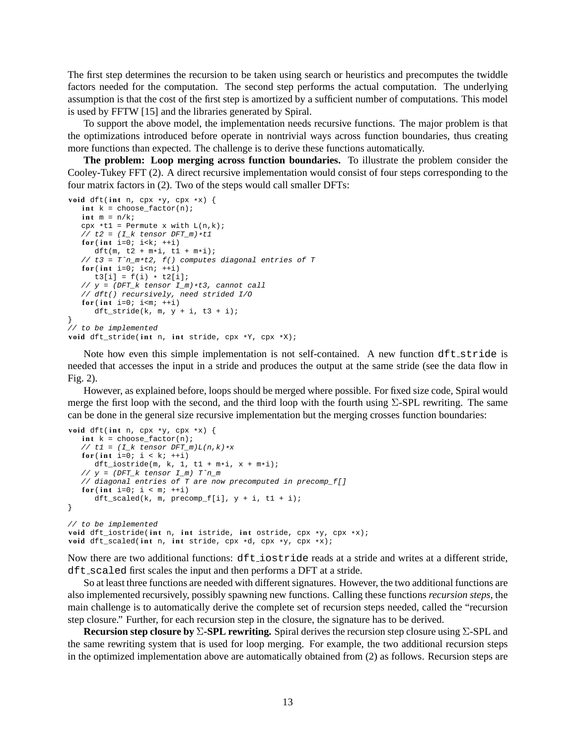The first step determines the recursion to be taken using search or heuristics and precomputes the twiddle factors needed for the computation. The second step performs the actual computation. The underlying assumption is that the cost of the first step is amortized by a sufficient number of computations. This model is used by FFTW [15] and the libraries generated by Spiral.

To support the above model, the implementation needs recursive functions. The major problem is that the optimizations introduced before operate in nontrivial ways across function boundaries, thus creating more functions than expected. The challenge is to derive these functions automatically.

**The problem: Loop merging across function boundaries.** To illustrate the problem consider the Cooley-Tukey FFT (2). A direct recursive implementation would consist of four steps corresponding to the four matrix factors in (2). Two of the steps would call smaller DFTs:

```
void dft(int n, cpx *y, cpx *x) {
   int k = choose_factor(n);
   int m = n/k;
   cpx *t1 = Permute x with L(n,k);
   // t2 = (I_k tensor DFT_m)*t1
   for(int i=0; i<k; ++i)
      dft(m, t2 + m*i, t1 + m*i);
   // t3 = T^n_m*t2, f() computes diagonal entries of T
   for(int i=0; i<n; ++i)
      t3[i] = f(i) * t2[i];
   // y = (DFT_k tensor I_m)*t3, cannot call
   // dft() recursively, need strided I/O
   for(int i=0; i<m; ++i)
      dft_stride(k, m, y + i, t3 + i);
}
// to be implemented
void dft_stride(int n, int stride, cpx *Y, cpx *X);
```

Note how even this simple implementation is not self-contained. A new function `dft_stride` is needed that accesses the input in a stride and produces the output at the same stride (see the data flow in Fig. 2).

However, as explained before, loops should be merged where possible. For fixed size code, Spiral would merge the first loop with the second, and the third loop with the fourth using $\Sigma$-SPL rewriting. The same can be done in the general size recursive implementation but the merging crosses function boundaries:

```
void dft(int n, cpx *y, cpx *x) {
   int k = choose_factor(n);
   // t1 = (I_k tensor DFT_m)L(n,k)*x
   for(int i=0; i < k; ++i)
      dft_iostride(m, k, 1, t1 + m*i, x + m*i);
   // y = (DFT_k tensor I_m) T^n_m
   // diagonal entries of T are now precomputed in precomp_f[]
   for(int i=0; i < m; ++i)
      dft_scaled(k, m, precomp_f[i], y + i, t1 + i);
}

// to be implemented
void dft_iostride(int n, int istride, int ostride, cpx *y, cpx *x);
void dft_scaled(int n, int stride, cpx *d, cpx *y, cpx *x);
```

Now there are two additional functions: `dft_iostride` reads at a stride and writes at a different stride, `dft_scaled` first scales the input and then performs a DFT at a stride.

So at least three functions are needed with different signatures. However, the two additional functions are also implemented recursively, possibly spawning new functions. Calling these functions *recursion steps*, the main challenge is to automatically derive the complete set of recursion steps needed, called the "recursion step closure." Further, for each recursion step in the closure, the signature has to be derived.

**Recursion step closure by $\Sigma$-SPL rewriting.** Spiral derives the recursion step closure using $\Sigma$-SPL and the same rewriting system that is used for loop merging. For example, the two additional recursion steps in the optimized implementation above are automatically obtained from (2) as follows. Recursion steps are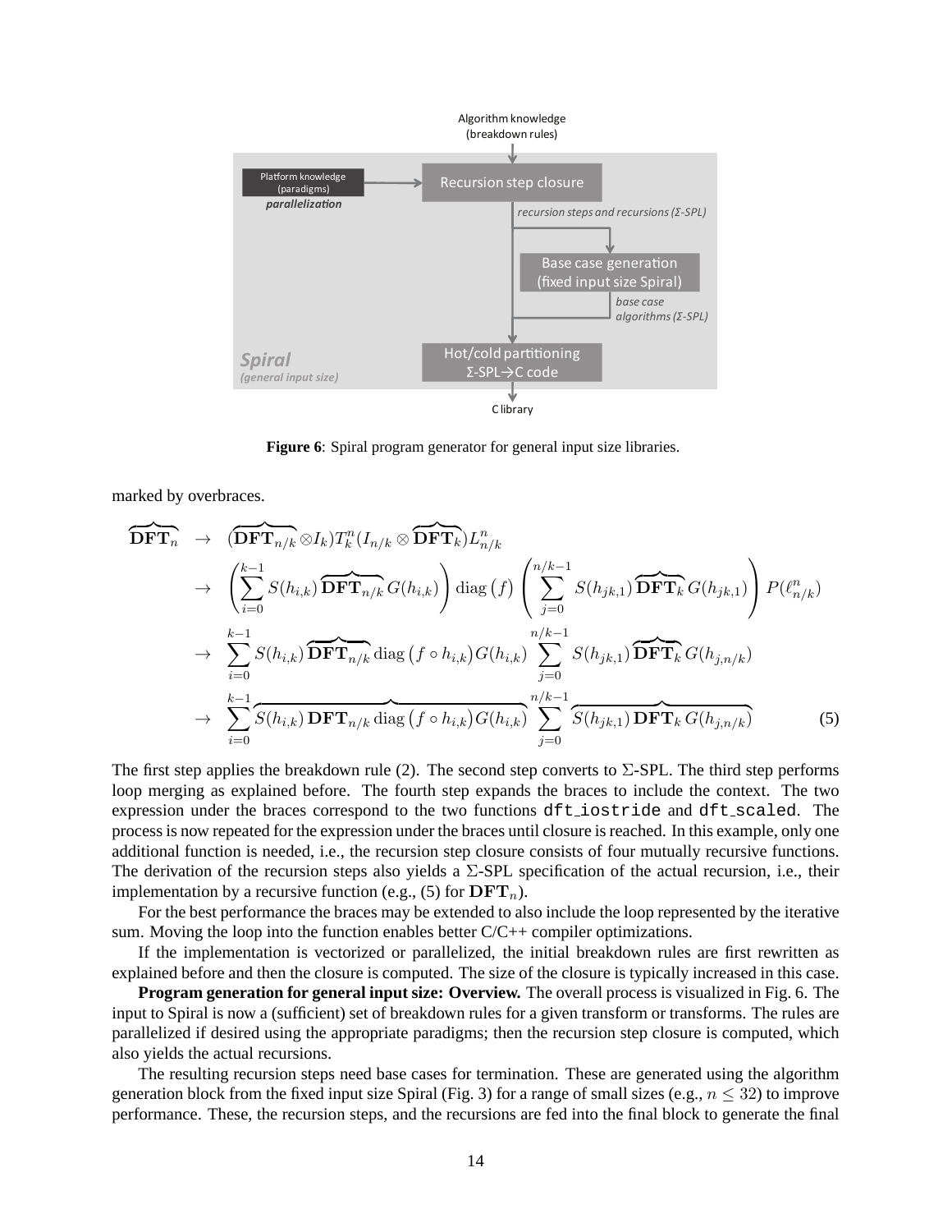**Figure 6**: Spiral program generator for general input size libraries.

marked by overbraces.

$$
\begin{aligned}
\overbrace{\mathbf{DFT}_n} \;&\rightarrow\; (\overbrace{\mathbf{DFT}_{n/k}} \otimes I_k) T_k^n (I_{n/k} \otimes \overbrace{\mathbf{DFT}_k}) L_{n/k}^n \\
&\rightarrow\; \left( \sum_{i=0}^{k-1} S(h_{i,k}) \overbrace{\mathbf{DFT}_{n/k}} G(h_{i,k}) \right) \operatorname{diag}\big(f\big) \left( \sum_{j=0}^{n/k-1} S(h_{jk,1}) \overbrace{\mathbf{DFT}_k} G(h_{jk,1}) \right) P(\ell_{n/k}^n) \\
&\rightarrow\; \sum_{i=0}^{k-1} S(h_{i,k}) \overbrace{\mathbf{DFT}_{n/k}} \operatorname{diag}\big(f \circ h_{i,k}\big) G(h_{i,k}) \sum_{j=0}^{n/k-1} S(h_{jk,1}) \overbrace{\mathbf{DFT}_k} G(h_{j,n/k}) \\
&\rightarrow\; \sum_{i=0}^{k-1} \overbrace{S(h_{i,k})\, \mathbf{DFT}_{n/k} \operatorname{diag}\big(f \circ h_{i,k}\big) G(h_{i,k})} \sum_{j=0}^{n/k-1} \overbrace{S(h_{jk,1})\, \mathbf{DFT}_k\, G(h_{j,n/k})}
\end{aligned}
\tag{5}
$$

The first step applies the breakdown rule (2). The second step converts to $\Sigma$-SPL. The third step performs loop merging as explained before. The fourth step expands the braces to include the context. The two expression under the braces correspond to the two functions `dft_iostride` and `dft_scaled`. The process is now repeated for the expression under the braces until closure is reached. In this example, only one additional function is needed, i.e., the recursion step closure consists of four mutually recursive functions. The derivation of the recursion steps also yields a $\Sigma$-SPL specification of the actual recursion, i.e., their implementation by a recursive function (e.g., (5) for $\mathbf{DFT}_n$).

For the best performance the braces may be extended to also include the loop represented by the iterative sum. Moving the loop into the function enables better C/C++ compiler optimizations.

If the implementation is vectorized or parallelized, the initial breakdown rules are first rewritten as explained before and then the closure is computed. The size of the closure is typically increased in this case.

**Program generation for general input size: Overview.** The overall process is visualized in Fig. 6. The input to Spiral is now a (sufficient) set of breakdown rules for a given transform or transforms. The rules are parallelized if desired using the appropriate paradigms; then the recursion step closure is computed, which also yields the actual recursions.

The resulting recursion steps need base cases for termination. These are generated using the algorithm generation block from the fixed input size Spiral (Fig. 3) for a range of small sizes (e.g., $n \leq 32$) to improve performance. These, the recursion steps, and the recursions are fed into the final block to generate the final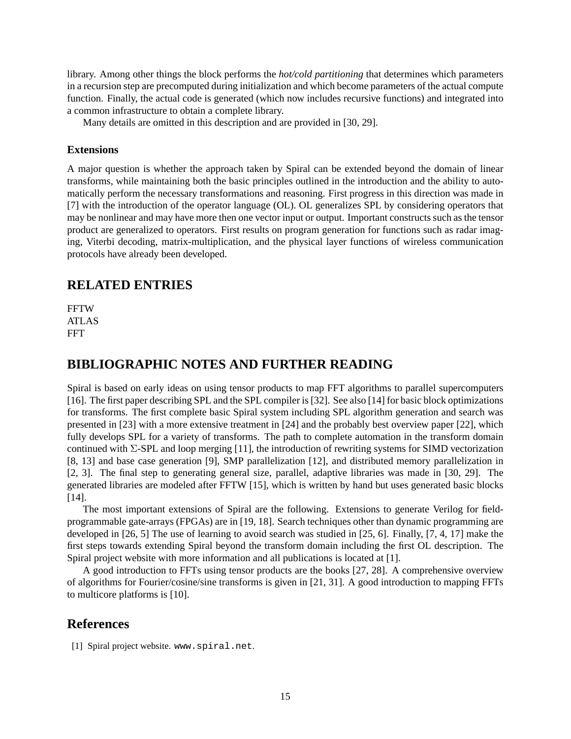library. Among other things the block performs the *hot/cold partitioning* that determines which parameters in a recursion step are precomputed during initialization and which become parameters of the actual compute function. Finally, the actual code is generated (which now includes recursive functions) and integrated into a common infrastructure to obtain a complete library.

Many details are omitted in this description and are provided in [30, 29].

### Extensions

A major question is whether the approach taken by Spiral can be extended beyond the domain of linear transforms, while maintaining both the basic principles outlined in the introduction and the ability to automatically perform the necessary transformations and reasoning. First progress in this direction was made in [7] with the introduction of the operator language (OL). OL generalizes SPL by considering operators that may be nonlinear and may have more then one vector input or output. Important constructs such as the tensor product are generalized to operators. First results on program generation for functions such as radar imaging, Viterbi decoding, matrix-multiplication, and the physical layer functions of wireless communication protocols have already been developed.

## RELATED ENTRIES

FFTW
ATLAS
FFT

## BIBLIOGRAPHIC NOTES AND FURTHER READING

Spiral is based on early ideas on using tensor products to map FFT algorithms to parallel supercomputers [16]. The first paper describing SPL and the SPL compiler is [32]. See also [14] for basic block optimizations for transforms. The first complete basic Spiral system including SPL algorithm generation and search was presented in [23] with a more extensive treatment in [24] and the probably best overview paper [22], which fully develops SPL for a variety of transforms. The path to complete automation in the transform domain continued with $\Sigma$-SPL and loop merging [11], the introduction of rewriting systems for SIMD vectorization [8, 13] and base case generation [9], SMP parallelization [12], and distributed memory parallelization in [2, 3]. The final step to generating general size, parallel, adaptive libraries was made in [30, 29]. The generated libraries are modeled after FFTW [15], which is written by hand but uses generated basic blocks [14].

The most important extensions of Spiral are the following. Extensions to generate Verilog for field-programmable gate-arrays (FPGAs) are in [19, 18]. Search techniques other than dynamic programming are developed in [26, 5] The use of learning to avoid search was studied in [25, 6]. Finally, [7, 4, 17] make the first steps towards extending Spiral beyond the transform domain including the first OL description. The Spiral project website with more information and all publications is located at [1].

A good introduction to FFTs using tensor products are the books [27, 28]. A comprehensive overview of algorithms for Fourier/cosine/sine transforms is given in [21, 31]. A good introduction to mapping FFTs to multicore platforms is [10].

## References

[1] Spiral project website. `www.spiral.net`.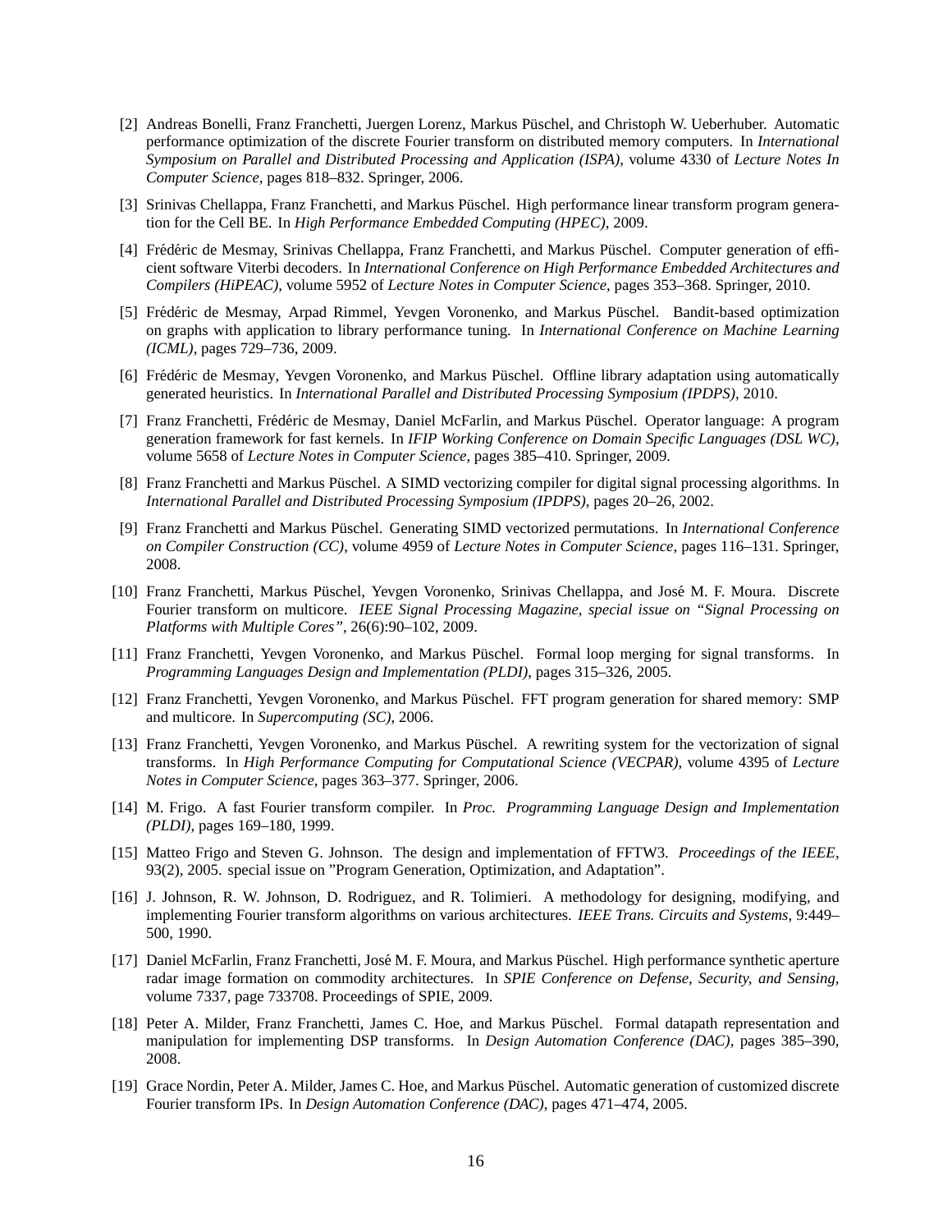[2] Andreas Bonelli, Franz Franchetti, Juergen Lorenz, Markus Püschel, and Christoph W. Ueberhuber. Automatic performance optimization of the discrete Fourier transform on distributed memory computers. In *International Symposium on Parallel and Distributed Processing and Application (ISPA)*, volume 4330 of *Lecture Notes In Computer Science*, pages 818–832. Springer, 2006.

[3] Srinivas Chellappa, Franz Franchetti, and Markus Püschel. High performance linear transform program generation for the Cell BE. In *High Performance Embedded Computing (HPEC)*, 2009.

[4] Frédéric de Mesmay, Srinivas Chellappa, Franz Franchetti, and Markus Püschel. Computer generation of efficient software Viterbi decoders. In *International Conference on High Performance Embedded Architectures and Compilers (HiPEAC)*, volume 5952 of *Lecture Notes in Computer Science*, pages 353–368. Springer, 2010.

[5] Frédéric de Mesmay, Arpad Rimmel, Yevgen Voronenko, and Markus Püschel. Bandit-based optimization on graphs with application to library performance tuning. In *International Conference on Machine Learning (ICML)*, pages 729–736, 2009.

[6] Frédéric de Mesmay, Yevgen Voronenko, and Markus Püschel. Offline library adaptation using automatically generated heuristics. In *International Parallel and Distributed Processing Symposium (IPDPS)*, 2010.

[7] Franz Franchetti, Frédéric de Mesmay, Daniel McFarlin, and Markus Püschel. Operator language: A program generation framework for fast kernels. In *IFIP Working Conference on Domain Specific Languages (DSL WC)*, volume 5658 of *Lecture Notes in Computer Science*, pages 385–410. Springer, 2009.

[8] Franz Franchetti and Markus Püschel. A SIMD vectorizing compiler for digital signal processing algorithms. In *International Parallel and Distributed Processing Symposium (IPDPS)*, pages 20–26, 2002.

[9] Franz Franchetti and Markus Püschel. Generating SIMD vectorized permutations. In *International Conference on Compiler Construction (CC)*, volume 4959 of *Lecture Notes in Computer Science*, pages 116–131. Springer, 2008.

[10] Franz Franchetti, Markus Püschel, Yevgen Voronenko, Srinivas Chellappa, and José M. F. Moura. Discrete Fourier transform on multicore. *IEEE Signal Processing Magazine, special issue on "Signal Processing on Platforms with Multiple Cores"*, 26(6):90–102, 2009.

[11] Franz Franchetti, Yevgen Voronenko, and Markus Püschel. Formal loop merging for signal transforms. In *Programming Languages Design and Implementation (PLDI)*, pages 315–326, 2005.

[12] Franz Franchetti, Yevgen Voronenko, and Markus Püschel. FFT program generation for shared memory: SMP and multicore. In *Supercomputing (SC)*, 2006.

[13] Franz Franchetti, Yevgen Voronenko, and Markus Püschel. A rewriting system for the vectorization of signal transforms. In *High Performance Computing for Computational Science (VECPAR)*, volume 4395 of *Lecture Notes in Computer Science*, pages 363–377. Springer, 2006.

[14] M. Frigo. A fast Fourier transform compiler. In *Proc. Programming Language Design and Implementation (PLDI)*, pages 169–180, 1999.

[15] Matteo Frigo and Steven G. Johnson. The design and implementation of FFTW3. *Proceedings of the IEEE*, 93(2), 2005. special issue on "Program Generation, Optimization, and Adaptation".

[16] J. Johnson, R. W. Johnson, D. Rodriguez, and R. Tolimieri. A methodology for designing, modifying, and implementing Fourier transform algorithms on various architectures. *IEEE Trans. Circuits and Systems*, 9:449–500, 1990.

[17] Daniel McFarlin, Franz Franchetti, José M. F. Moura, and Markus Püschel. High performance synthetic aperture radar image formation on commodity architectures. In *SPIE Conference on Defense, Security, and Sensing*, volume 7337, page 733708. Proceedings of SPIE, 2009.

[18] Peter A. Milder, Franz Franchetti, James C. Hoe, and Markus Püschel. Formal datapath representation and manipulation for implementing DSP transforms. In *Design Automation Conference (DAC)*, pages 385–390, 2008.

[19] Grace Nordin, Peter A. Milder, James C. Hoe, and Markus Püschel. Automatic generation of customized discrete Fourier transform IPs. In *Design Automation Conference (DAC)*, pages 471–474, 2005.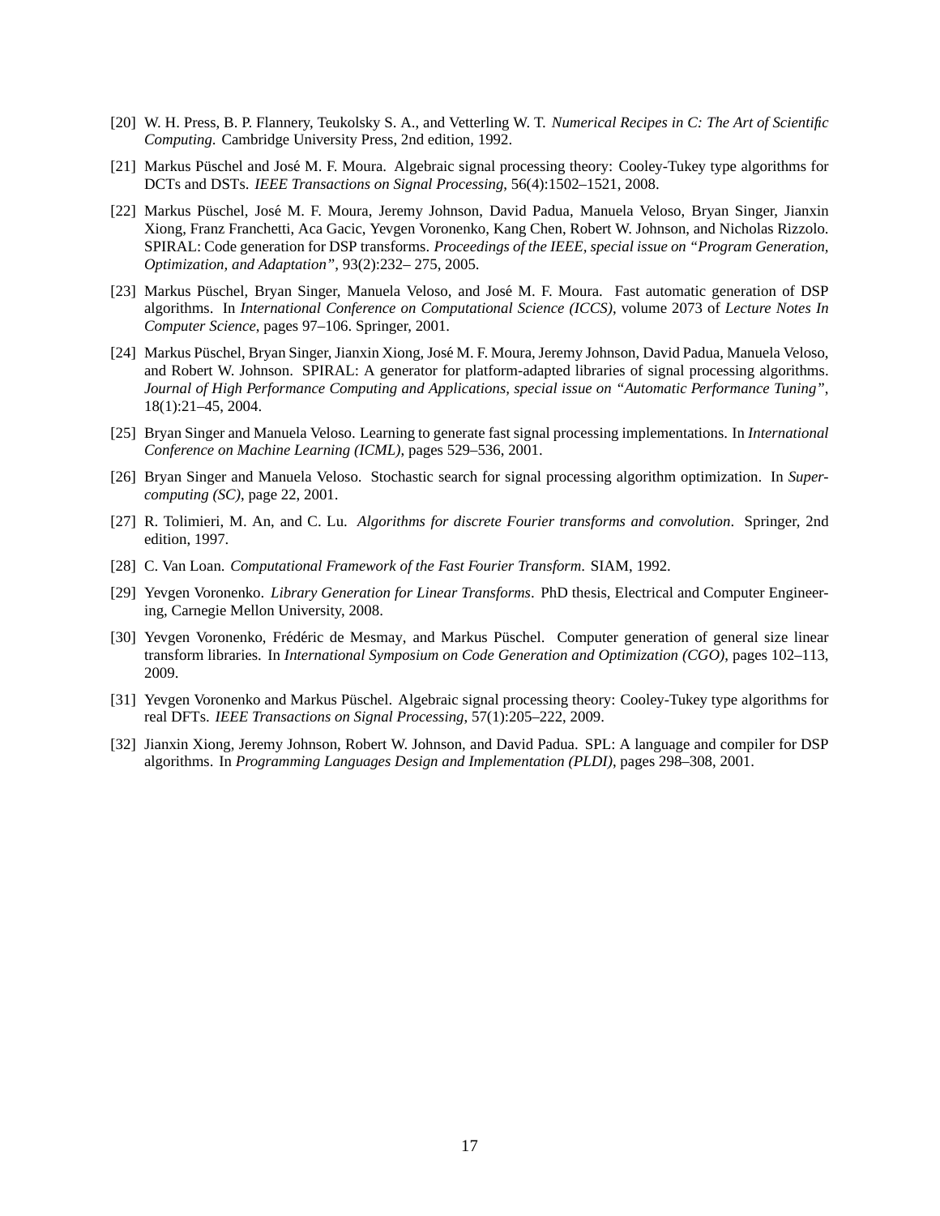[20] W. H. Press, B. P. Flannery, Teukolsky S. A., and Vetterling W. T. *Numerical Recipes in C: The Art of Scientific Computing*. Cambridge University Press, 2nd edition, 1992.

[21] Markus Püschel and José M. F. Moura. Algebraic signal processing theory: Cooley-Tukey type algorithms for DCTs and DSTs. *IEEE Transactions on Signal Processing*, 56(4):1502–1521, 2008.

[22] Markus Püschel, José M. F. Moura, Jeremy Johnson, David Padua, Manuela Veloso, Bryan Singer, Jianxin Xiong, Franz Franchetti, Aca Gacic, Yevgen Voronenko, Kang Chen, Robert W. Johnson, and Nicholas Rizzolo. SPIRAL: Code generation for DSP transforms. *Proceedings of the IEEE, special issue on "Program Generation, Optimization, and Adaptation"*, 93(2):232– 275, 2005.

[23] Markus Püschel, Bryan Singer, Manuela Veloso, and José M. F. Moura. Fast automatic generation of DSP algorithms. In *International Conference on Computational Science (ICCS)*, volume 2073 of *Lecture Notes In Computer Science*, pages 97–106. Springer, 2001.

[24] Markus Püschel, Bryan Singer, Jianxin Xiong, José M. F. Moura, Jeremy Johnson, David Padua, Manuela Veloso, and Robert W. Johnson. SPIRAL: A generator for platform-adapted libraries of signal processing algorithms. *Journal of High Performance Computing and Applications, special issue on "Automatic Performance Tuning"*, 18(1):21–45, 2004.

[25] Bryan Singer and Manuela Veloso. Learning to generate fast signal processing implementations. In *International Conference on Machine Learning (ICML)*, pages 529–536, 2001.

[26] Bryan Singer and Manuela Veloso. Stochastic search for signal processing algorithm optimization. In *Supercomputing (SC)*, page 22, 2001.

[27] R. Tolimieri, M. An, and C. Lu. *Algorithms for discrete Fourier transforms and convolution*. Springer, 2nd edition, 1997.

[28] C. Van Loan. *Computational Framework of the Fast Fourier Transform*. SIAM, 1992.

[29] Yevgen Voronenko. *Library Generation for Linear Transforms*. PhD thesis, Electrical and Computer Engineering, Carnegie Mellon University, 2008.

[30] Yevgen Voronenko, Frédéric de Mesmay, and Markus Püschel. Computer generation of general size linear transform libraries. In *International Symposium on Code Generation and Optimization (CGO)*, pages 102–113, 2009.

[31] Yevgen Voronenko and Markus Püschel. Algebraic signal processing theory: Cooley-Tukey type algorithms for real DFTs. *IEEE Transactions on Signal Processing*, 57(1):205–222, 2009.

[32] Jianxin Xiong, Jeremy Johnson, Robert W. Johnson, and David Padua. SPL: A language and compiler for DSP algorithms. In *Programming Languages Design and Implementation (PLDI)*, pages 298–308, 2001.